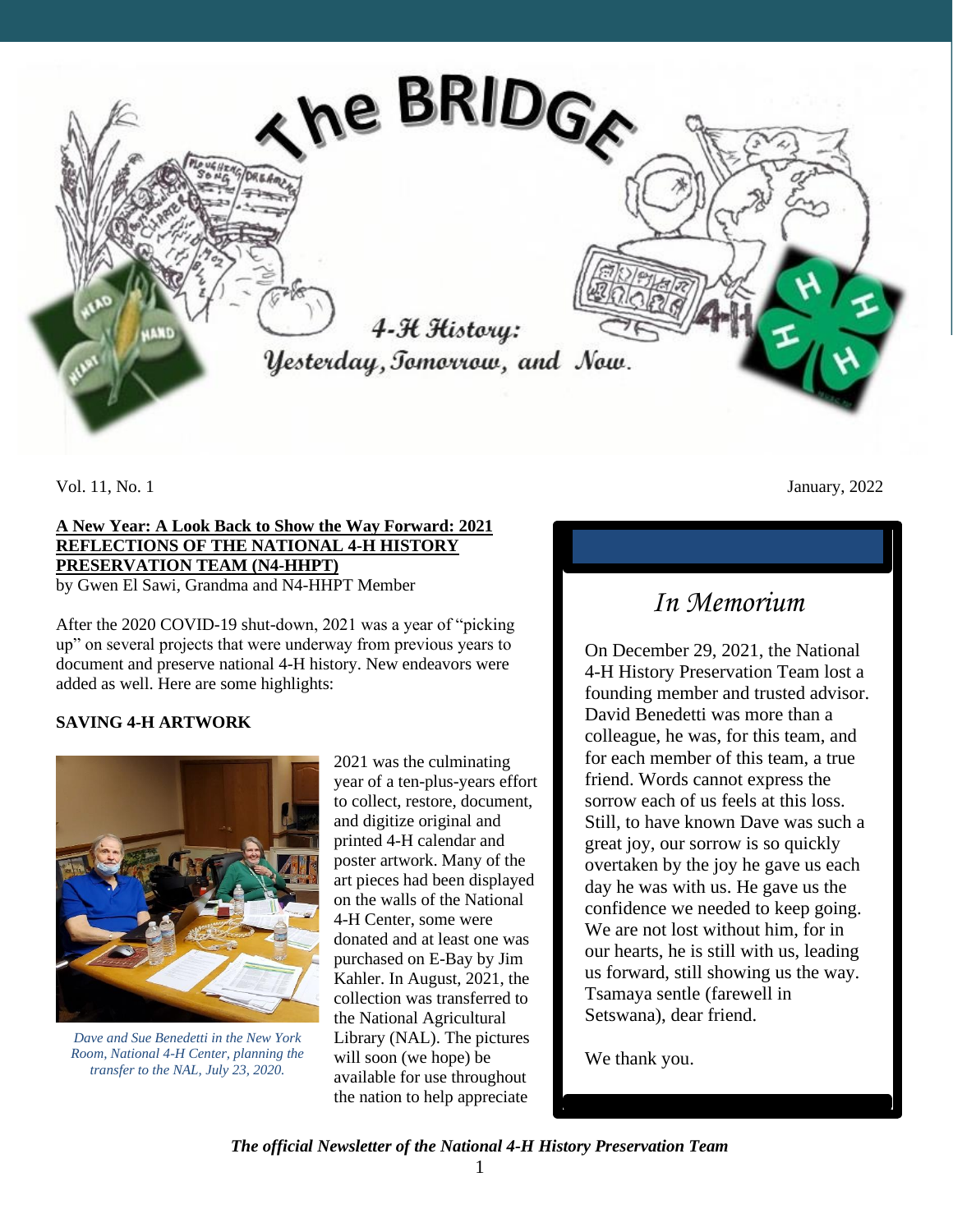# The BRIDGE

4-H History: Yesterday, Tomorrow, and Now.

Vol. 11, No. 1

January, 2022

## A New Year: A Look Back to Show the Way Forward: 2021 REFLECTIONS OF THE NATIONAL 4-H HISTORY PRESERVATION TEAM (N4-HHPT)

by Gwen El Sawi, Grandma and N4-HHPT Member

After the 2020 COVID-19 shut-down, 2021 was a year of "picking up" on several projects that were underway from previous years to document and preserve national 4-H history. New endeavors were added as well. Here are some highlights:

### SAVING 4-H ARTWORK

*Dave and Sue Benedetti in the New York Room, National 4-H Center, planning the transfer to the NAL, July 23, 2020.*

2021 was the culminating year of a ten-plus-years effort to collect, restore, document, and digitize original and printed 4-H calendar and poster artwork. Many of the art pieces had been displayed on the walls of the National 4-H Center, some were donated and at least one was purchased on E-Bay by Jim Kahler. In August, 2021, the collection was transferred to the National Agricultural Library (NAL). The pictures will soon (we hope) be available for use throughout the nation to help appreciate

## *In Memorium*

On December 29, 2021, the National 4-H History Preservation Team lost a founding member and trusted advisor. David Benedetti was more than a colleague, he was, for this team, and for each member of this team, a true friend. Words cannot express the sorrow each of us feels at this loss. Still, to have known Dave was such a great joy, our sorrow is so quickly overtaken by the joy he gave us each day he was with us. He gave us the confidence we needed to keep going. We are not lost without him, for in our hearts, he is still with us, leading us forward, still showing us the way. Tsamaya sentle (farewell in Setswana), dear friend.

We thank you.

***The official Newsletter of the National 4-H History Preservation Team***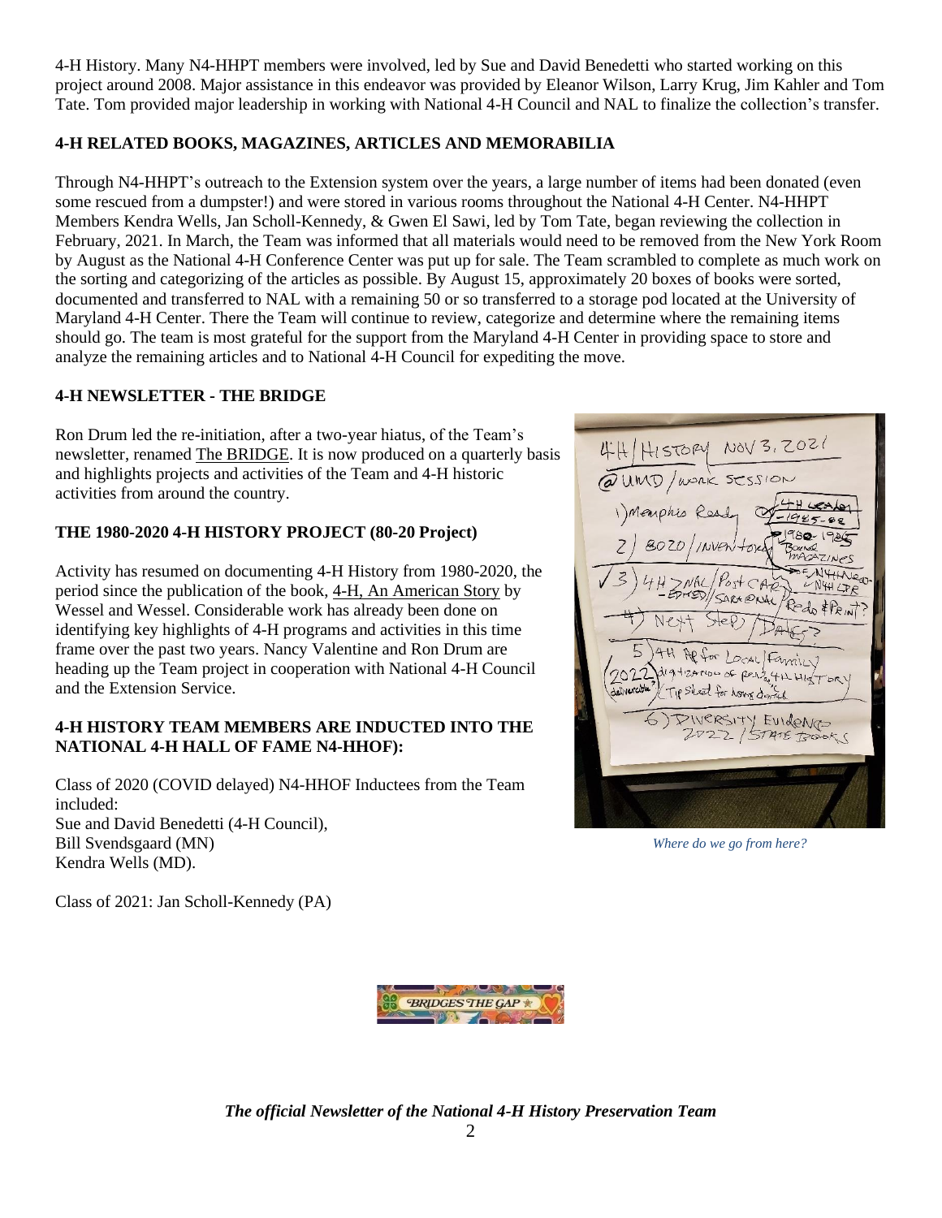4-H History. Many N4-HHPT members were involved, led by Sue and David Benedetti who started working on this project around 2008. Major assistance in this endeavor was provided by Eleanor Wilson, Larry Krug, Jim Kahler and Tom Tate. Tom provided major leadership in working with National 4-H Council and NAL to finalize the collection's transfer.

## 4-H RELATED BOOKS, MAGAZINES, ARTICLES AND MEMORABILIA

Through N4-HHPT's outreach to the Extension system over the years, a large number of items had been donated (even some rescued from a dumpster!) and were stored in various rooms throughout the National 4-H Center. N4-HHPT Members Kendra Wells, Jan Scholl-Kennedy, & Gwen El Sawi, led by Tom Tate, began reviewing the collection in February, 2021. In March, the Team was informed that all materials would need to be removed from the New York Room by August as the National 4-H Conference Center was put up for sale. The Team scrambled to complete as much work on the sorting and categorizing of the articles as possible. By August 15, approximately 20 boxes of books were sorted, documented and transferred to NAL with a remaining 50 or so transferred to a storage pod located at the University of Maryland 4-H Center. There the Team will continue to review, categorize and determine where the remaining items should go. The team is most grateful for the support from the Maryland 4-H Center in providing space to store and analyze the remaining articles and to National 4-H Council for expediting the move.

## 4-H NEWSLETTER - THE BRIDGE

Ron Drum led the re-initiation, after a two-year hiatus, of the Team's newsletter, renamed The BRIDGE. It is now produced on a quarterly basis and highlights projects and activities of the Team and 4-H historic activities from around the country.

## THE 1980-2020 4-H HISTORY PROJECT (80-20 Project)

Activity has resumed on documenting 4-H History from 1980-2020, the period since the publication of the book, 4-H, An American Story by Wessel and Wessel. Considerable work has already been done on identifying key highlights of 4-H programs and activities in this time frame over the past two years. Nancy Valentine and Ron Drum are heading up the Team project in cooperation with National 4-H Council and the Extension Service.

## 4-H HISTORY TEAM MEMBERS ARE INDUCTED INTO THE NATIONAL 4-H HALL OF FAME N4-HHOF):

Class of 2020 (COVID delayed) N4-HHOF Inductees from the Team included:
Sue and David Benedetti (4-H Council),
Bill Svendsgaard (MN)
Kendra Wells (MD).

Class of 2021: Jan Scholl-Kennedy (PA)

*Where do we go from here?*

***The official Newsletter of the National 4-H History Preservation Team***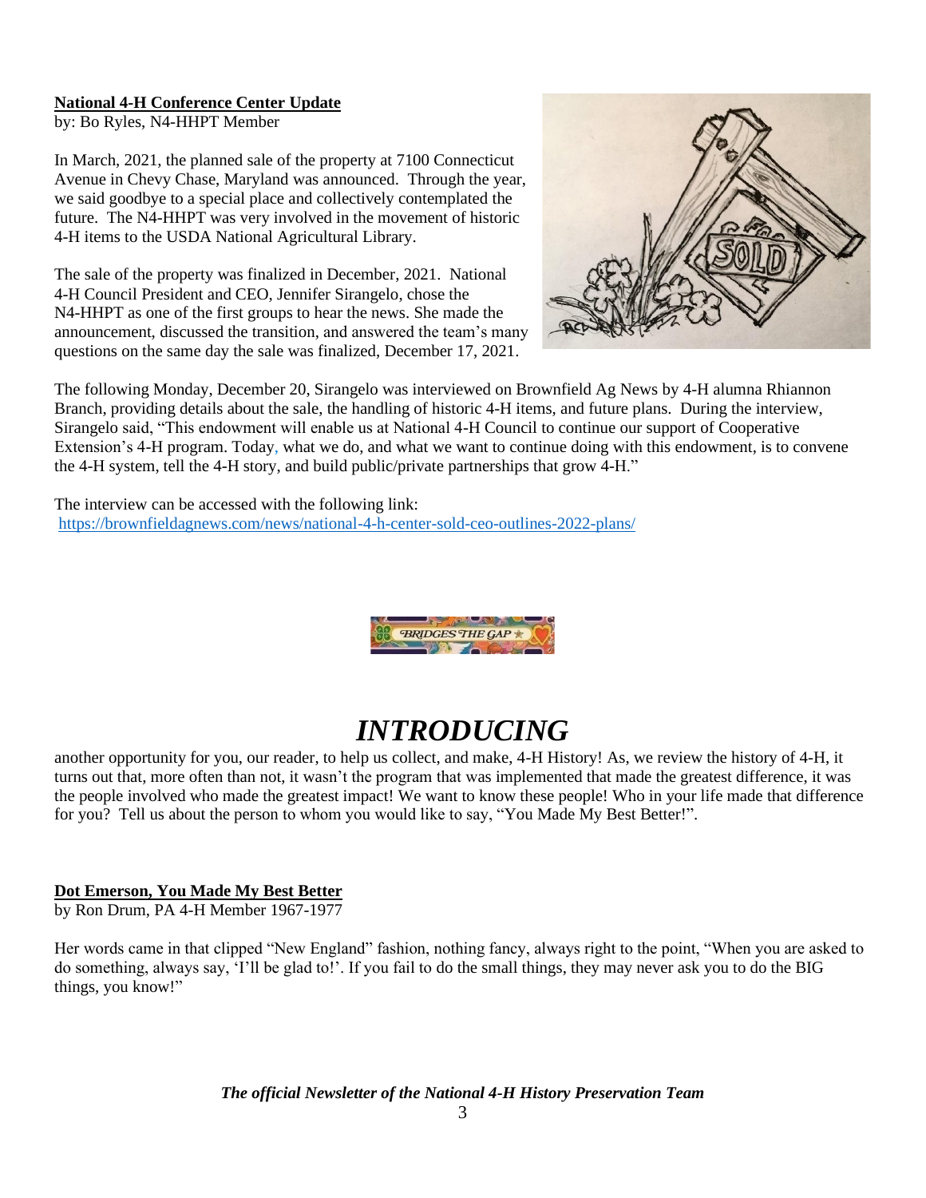**National 4-H Conference Center Update**

by: Bo Ryles, N4-HHPT Member

In March, 2021, the planned sale of the property at 7100 Connecticut Avenue in Chevy Chase, Maryland was announced. Through the year, we said goodbye to a special place and collectively contemplated the future. The N4-HHPT was very involved in the movement of historic 4-H items to the USDA National Agricultural Library.

The sale of the property was finalized in December, 2021. National 4-H Council President and CEO, Jennifer Sirangelo, chose the N4-HHPT as one of the first groups to hear the news. She made the announcement, discussed the transition, and answered the team's many questions on the same day the sale was finalized, December 17, 2021.

The following Monday, December 20, Sirangelo was interviewed on Brownfield Ag News by 4-H alumna Rhiannon Branch, providing details about the sale, the handling of historic 4-H items, and future plans. During the interview, Sirangelo said, "This endowment will enable us at National 4-H Council to continue our support of Cooperative Extension's 4-H program. Today, what we do, and what we want to continue doing with this endowment, is to convene the 4-H system, tell the 4-H story, and build public/private partnerships that grow 4-H."

The interview can be accessed with the following link:
https://brownfieldagnews.com/news/national-4-h-center-sold-ceo-outlines-2022-plans/

# *INTRODUCING*

another opportunity for you, our reader, to help us collect, and make, 4-H History! As, we review the history of 4-H, it turns out that, more often than not, it wasn't the program that was implemented that made the greatest difference, it was the people involved who made the greatest impact! We want to know these people! Who in your life made that difference for you? Tell us about the person to whom you would like to say, "You Made My Best Better!".

**Dot Emerson, You Made My Best Better**

by Ron Drum, PA 4-H Member 1967-1977

Her words came in that clipped "New England" fashion, nothing fancy, always right to the point, "When you are asked to do something, always say, 'I'll be glad to!'. If you fail to do the small things, they may never ask you to do the BIG things, you know!"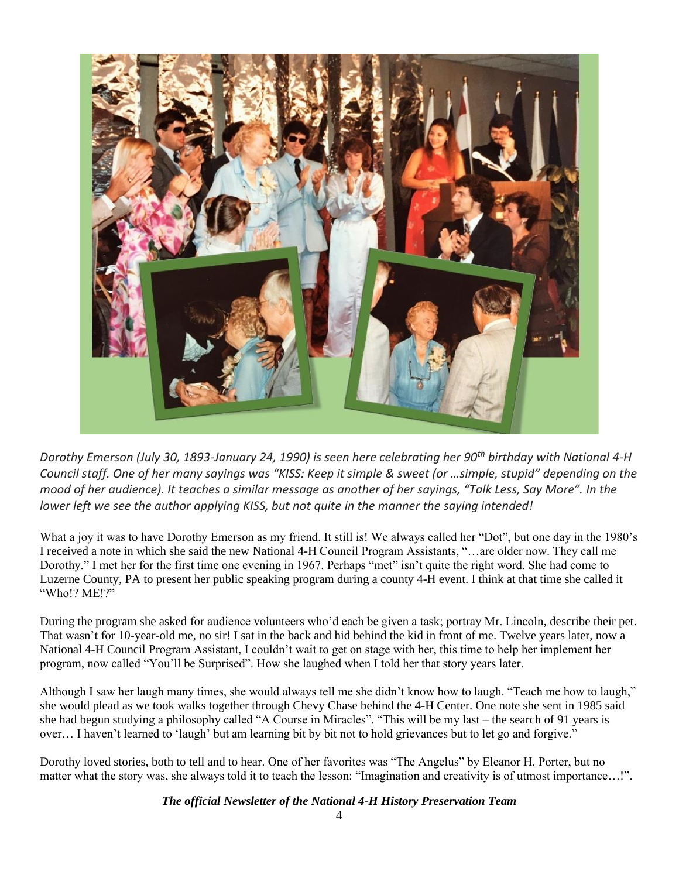*Dorothy Emerson (July 30, 1893-January 24, 1990) is seen here celebrating her 90th birthday with National 4-H Council staff. One of her many sayings was "KISS: Keep it simple & sweet (or …simple, stupid" depending on the mood of her audience). It teaches a similar message as another of her sayings, "Talk Less, Say More". In the lower left we see the author applying KISS, but not quite in the manner the saying intended!*

What a joy it was to have Dorothy Emerson as my friend. It still is! We always called her "Dot", but one day in the 1980's I received a note in which she said the new National 4-H Council Program Assistants, "…are older now. They call me Dorothy." I met her for the first time one evening in 1967. Perhaps "met" isn't quite the right word. She had come to Luzerne County, PA to present her public speaking program during a county 4-H event. I think at that time she called it "Who!? ME!?"

During the program she asked for audience volunteers who'd each be given a task; portray Mr. Lincoln, describe their pet. That wasn't for 10-year-old me, no sir! I sat in the back and hid behind the kid in front of me. Twelve years later, now a National 4-H Council Program Assistant, I couldn't wait to get on stage with her, this time to help her implement her program, now called "You'll be Surprised". How she laughed when I told her that story years later.

Although I saw her laugh many times, she would always tell me she didn't know how to laugh. "Teach me how to laugh," she would plead as we took walks together through Chevy Chase behind the 4-H Center. One note she sent in 1985 said she had begun studying a philosophy called "A Course in Miracles". "This will be my last – the search of 91 years is over… I haven't learned to 'laugh' but am learning bit by bit not to hold grievances but to let go and forgive."

Dorothy loved stories, both to tell and to hear. One of her favorites was "The Angelus" by Eleanor H. Porter, but no matter what the story was, she always told it to teach the lesson: "Imagination and creativity is of utmost importance…!".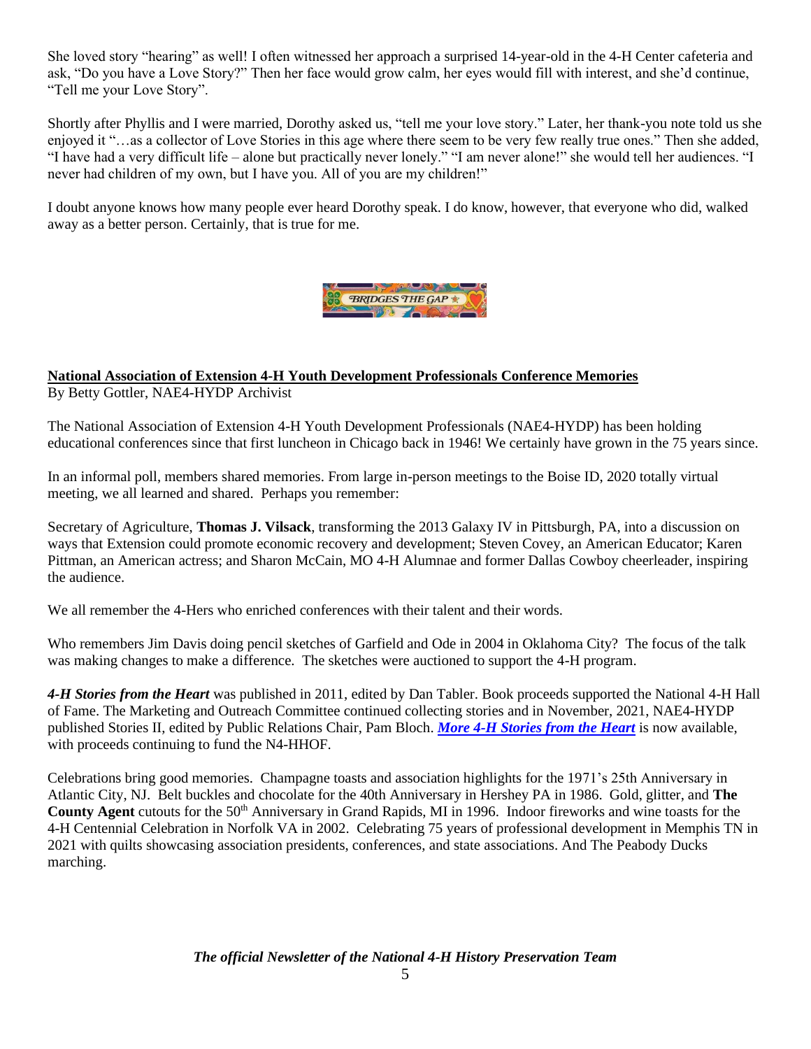She loved story "hearing" as well! I often witnessed her approach a surprised 14-year-old in the 4-H Center cafeteria and ask, "Do you have a Love Story?" Then her face would grow calm, her eyes would fill with interest, and she'd continue, "Tell me your Love Story".

Shortly after Phyllis and I were married, Dorothy asked us, "tell me your love story." Later, her thank-you note told us she enjoyed it "…as a collector of Love Stories in this age where there seem to be very few really true ones." Then she added, "I have had a very difficult life – alone but practically never lonely." "I am never alone!" she would tell her audiences. "I never had children of my own, but I have you. All of you are my children!"

I doubt anyone knows how many people ever heard Dorothy speak. I do know, however, that everyone who did, walked away as a better person. Certainly, that is true for me.

## National Association of Extension 4-H Youth Development Professionals Conference Memories

By Betty Gottler, NAE4-HYDP Archivist

The National Association of Extension 4-H Youth Development Professionals (NAE4-HYDP) has been holding educational conferences since that first luncheon in Chicago back in 1946! We certainly have grown in the 75 years since.

In an informal poll, members shared memories. From large in-person meetings to the Boise ID, 2020 totally virtual meeting, we all learned and shared. Perhaps you remember:

Secretary of Agriculture, **Thomas J. Vilsack**, transforming the 2013 Galaxy IV in Pittsburgh, PA, into a discussion on ways that Extension could promote economic recovery and development; Steven Covey, an American Educator; Karen Pittman, an American actress; and Sharon McCain, MO 4-H Alumnae and former Dallas Cowboy cheerleader, inspiring the audience.

We all remember the 4-Hers who enriched conferences with their talent and their words.

Who remembers Jim Davis doing pencil sketches of Garfield and Ode in 2004 in Oklahoma City? The focus of the talk was making changes to make a difference. The sketches were auctioned to support the 4-H program.

***4-H Stories from the Heart*** was published in 2011, edited by Dan Tabler. Book proceeds supported the National 4-H Hall of Fame. The Marketing and Outreach Committee continued collecting stories and in November, 2021, NAE4-HYDP published Stories II, edited by Public Relations Chair, Pam Bloch. ***More 4-H Stories from the Heart*** is now available, with proceeds continuing to fund the N4-HHOF.

Celebrations bring good memories. Champagne toasts and association highlights for the 1971's 25th Anniversary in Atlantic City, NJ. Belt buckles and chocolate for the 40th Anniversary in Hershey PA in 1986. Gold, glitter, and **The County Agent** cutouts for the 50th Anniversary in Grand Rapids, MI in 1996. Indoor fireworks and wine toasts for the 4-H Centennial Celebration in Norfolk VA in 2002. Celebrating 75 years of professional development in Memphis TN in 2021 with quilts showcasing association presidents, conferences, and state associations. And The Peabody Ducks marching.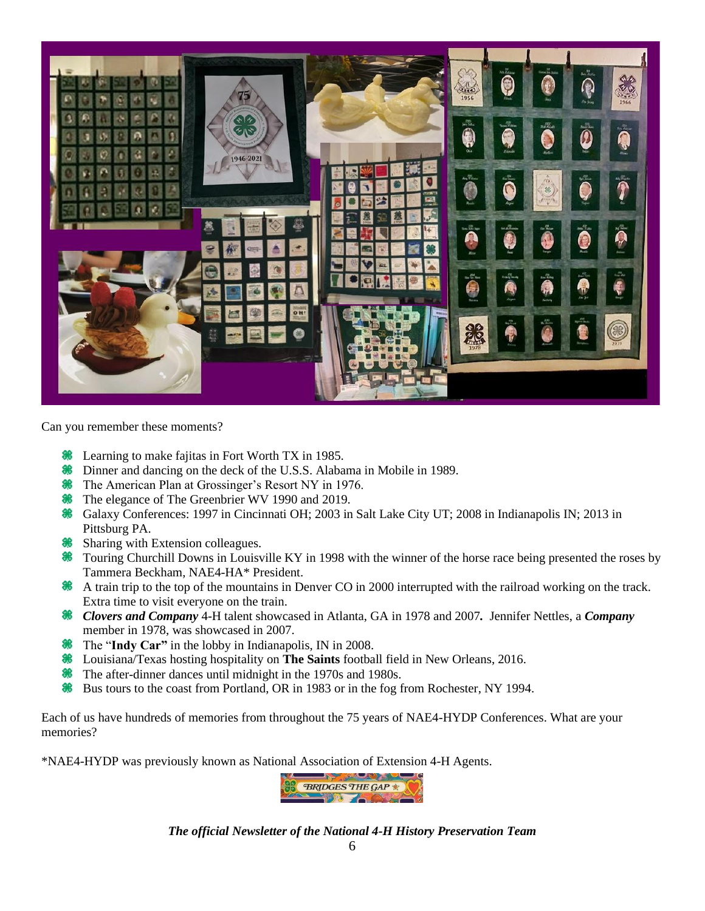Can you remember these moments?

- Learning to make fajitas in Fort Worth TX in 1985.
- Dinner and dancing on the deck of the U.S.S. Alabama in Mobile in 1989.
- The American Plan at Grossinger's Resort NY in 1976.
- The elegance of The Greenbrier WV 1990 and 2019.
- Galaxy Conferences: 1997 in Cincinnati OH; 2003 in Salt Lake City UT; 2008 in Indianapolis IN; 2013 in Pittsburg PA.
- Sharing with Extension colleagues.
- Touring Churchill Downs in Louisville KY in 1998 with the winner of the horse race being presented the roses by Tammera Beckham, NAE4-HA* President.
- A train trip to the top of the mountains in Denver CO in 2000 interrupted with the railroad working on the track. Extra time to visit everyone on the train.
- ***Clovers and Company*** 4-H talent showcased in Atlanta, GA in 1978 and 2007**.** Jennifer Nettles, a ***Company*** member in 1978, was showcased in 2007.
- The "**Indy Car"** in the lobby in Indianapolis, IN in 2008.
- Louisiana/Texas hosting hospitality on **The Saints** football field in New Orleans, 2016.
- The after-dinner dances until midnight in the 1970s and 1980s.
- Bus tours to the coast from Portland, OR in 1983 or in the fog from Rochester, NY 1994.

Each of us have hundreds of memories from throughout the 75 years of NAE4-HYDP Conferences. What are your memories?

*NAE4-HYDP was previously known as National Association of Extension 4-H Agents.

***The official Newsletter of the National 4-H History Preservation Team***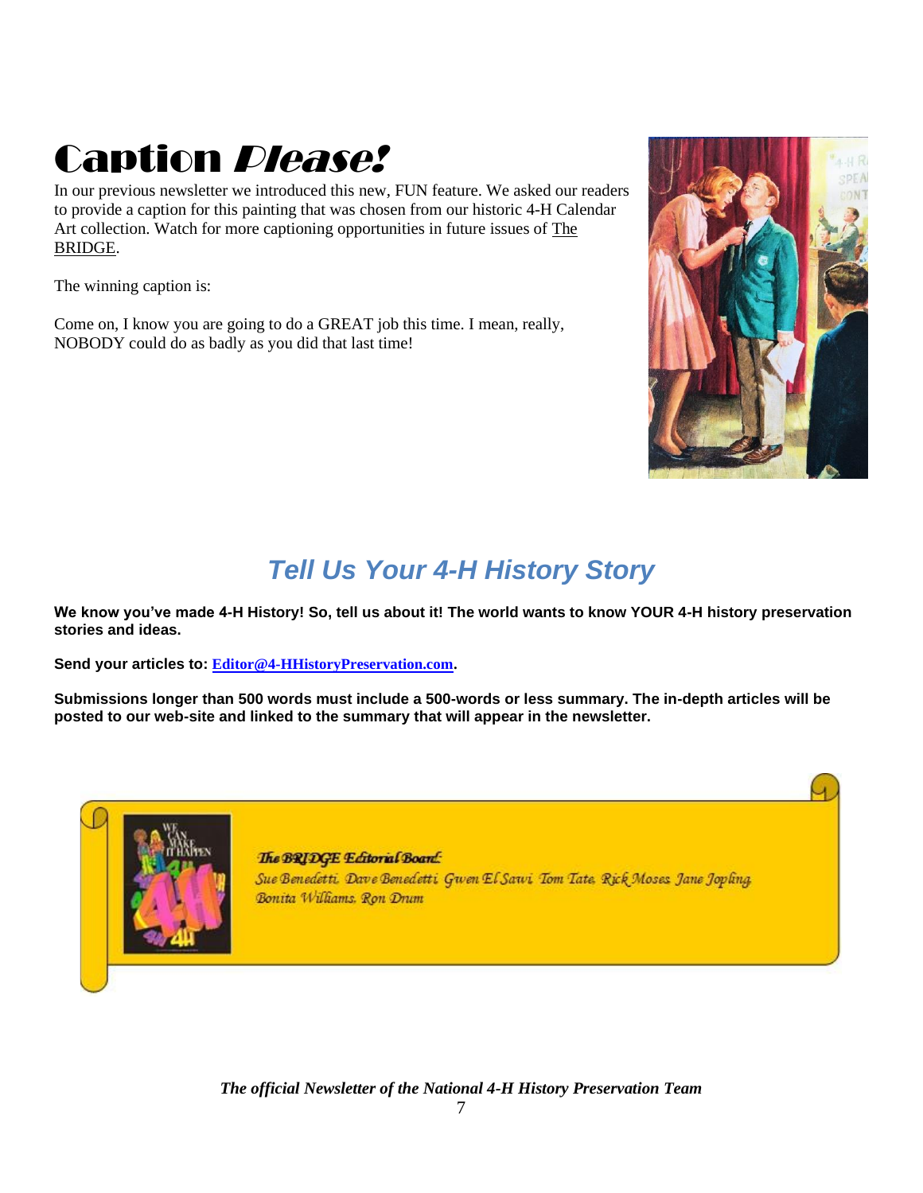# Caption *Please!*

In our previous newsletter we introduced this new, FUN feature. We asked our readers to provide a caption for this painting that was chosen from our historic 4-H Calendar Art collection. Watch for more captioning opportunities in future issues of The BRIDGE.

The winning caption is:

Come on, I know you are going to do a GREAT job this time. I mean, really, NOBODY could do as badly as you did that last time!

## *Tell Us Your 4-H History Story*

**We know you've made 4-H History! So, tell us about it! The world wants to know YOUR 4-H history preservation stories and ideas.**

**Send your articles to: Editor@4-HHistoryPreservation.com.**

**Submissions longer than 500 words must include a 500-words or less summary. The in-depth articles will be posted to our web-site and linked to the summary that will appear in the newsletter.**

**The BRIDGE Editorial Board:**
Sue Benedetti, Dave Benedetti, Gwen El Sawi, Tom Tate, Rick Moses, Jane Jopling, Bonita Williams, Ron Drum

*The official Newsletter of the National 4-H History Preservation Team*